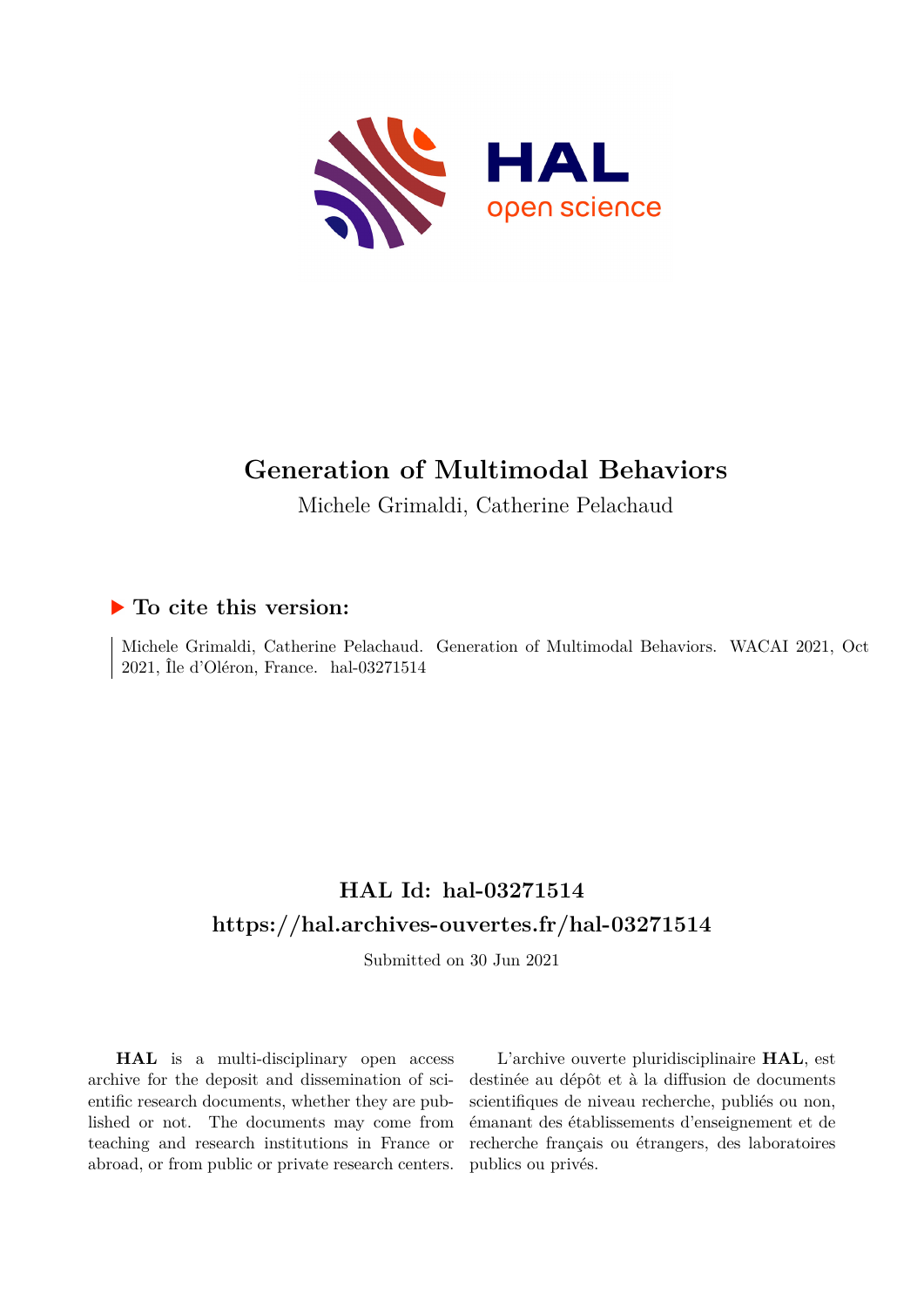# Generation of Multimodal Behaviors

Michele Grimaldi, Catherine Pelachaud

## ▶ To cite this version:

Michele Grimaldi, Catherine Pelachaud. Generation of Multimodal Behaviors. WACAI 2021, Oct 2021, Île d'Oléron, France. hal-03271514

## HAL Id: hal-03271514

## https://hal.archives-ouvertes.fr/hal-03271514

Submitted on 30 Jun 2021

**HAL** is a multi-disciplinary open access archive for the deposit and dissemination of scientific research documents, whether they are published or not. The documents may come from teaching and research institutions in France or abroad, or from public or private research centers.

L'archive ouverte pluridisciplinaire **HAL**, est destinée au dépôt et à la diffusion de documents scientifiques de niveau recherche, publiés ou non, émanant des établissements d'enseignement et de recherche français ou étrangers, des laboratoires publics ou privés.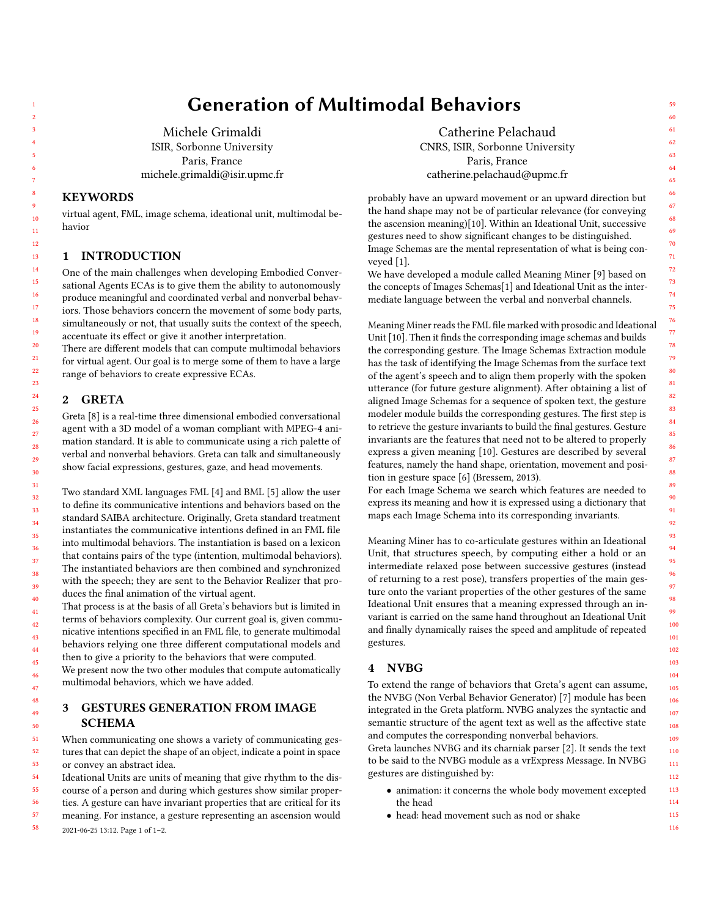# Generation of Multimodal Behaviors

Michele Grimaldi
ISIR, Sorbonne University
Paris, France
michele.grimaldi@isir.upmc.fr

Catherine Pelachaud
CNRS, ISIR, Sorbonne University
Paris, France
catherine.pelachaud@upmc.fr

## KEYWORDS

virtual agent, FML, image schema, ideational unit, multimodal behavior

## 1 INTRODUCTION

One of the main challenges when developing Embodied Conversational Agents ECAs is to give them the ability to autonomously produce meaningful and coordinated verbal and nonverbal behaviors. Those behaviors concern the movement of some body parts, simultaneously or not, that usually suits the context of the speech, accentuate its effect or give it another interpretation.
There are different models that can compute multimodal behaviors for virtual agent. Our goal is to merge some of them to have a large range of behaviors to create expressive ECAs.

## 2 GRETA

Greta [8] is a real-time three dimensional embodied conversational agent with a 3D model of a woman compliant with MPEG-4 animation standard. It is able to communicate using a rich palette of verbal and nonverbal behaviors. Greta can talk and simultaneously show facial expressions, gestures, gaze, and head movements.

Two standard XML languages FML [4] and BML [5] allow the user to define its communicative intentions and behaviors based on the standard SAIBA architecture. Originally, Greta standard treatment instantiates the communicative intentions defined in an FML file into multimodal behaviors. The instantiation is based on a lexicon that contains pairs of the type (intention, multimodal behaviors). The instantiated behaviors are then combined and synchronized with the speech; they are sent to the Behavior Realizer that produces the final animation of the virtual agent.
That process is at the basis of all Greta's behaviors but is limited in terms of behaviors complexity. Our current goal is, given communicative intentions specified in an FML file, to generate multimodal behaviors relying one three different computational models and then to give a priority to the behaviors that were computed.
We present now the two other modules that compute automatically multimodal behaviors, which we have added.

## 3 GESTURES GENERATION FROM IMAGE SCHEMA

When communicating one shows a variety of communicating gestures that can depict the shape of an object, indicate a point in space or convey an abstract idea.
Ideational Units are units of meaning that give rhythm to the discourse of a person and during which gestures show similar properties. A gesture can have invariant properties that are critical for its meaning. For instance, a gesture representing an ascension would probably have an upward movement or an upward direction but the hand shape may not be of particular relevance (for conveying the ascension meaning)[10]. Within an Ideational Unit, successive gestures need to show significant changes to be distinguished.
Image Schemas are the mental representation of what is being conveyed [1].
We have developed a module called Meaning Miner [9] based on the concepts of Images Schemas[1] and Ideational Unit as the intermediate language between the verbal and nonverbal channels.

Meaning Miner reads the FML file marked with prosodic and Ideational Unit [10]. Then it finds the corresponding image schemas and builds the corresponding gesture. The Image Schemas Extraction module has the task of identifying the Image Schemas from the surface text of the agent's speech and to align them properly with the spoken utterance (for future gesture alignment). After obtaining a list of aligned Image Schemas for a sequence of spoken text, the gesture modeler module builds the corresponding gestures. The first step is to retrieve the gesture invariants to build the final gestures. Gesture invariants are the features that need not to be altered to properly express a given meaning [10]. Gestures are described by several features, namely the hand shape, orientation, movement and position in gesture space [6] (Bressem, 2013).
For each Image Schema we search which features are needed to express its meaning and how it is expressed using a dictionary that maps each Image Schema into its corresponding invariants.

Meaning Miner has to co-articulate gestures within an Ideational Unit, that structures speech, by computing either a hold or an intermediate relaxed pose between successive gestures (instead of returning to a rest pose), transfers properties of the main gesture onto the variant properties of the other gestures of the same Ideational Unit ensures that a meaning expressed through an invariant is carried on the same hand throughout an Ideational Unit and finally dynamically raises the speed and amplitude of repeated gestures.

## 4 NVBG

To extend the range of behaviors that Greta's agent can assume, the NVBG (Non Verbal Behavior Generator) [7] module has been integrated in the Greta platform. NVBG analyzes the syntactic and semantic structure of the agent text as well as the affective state and computes the corresponding nonverbal behaviors.
Greta launches NVBG and its charniak parser [2]. It sends the text to be said to the NVBG module as a vrExpress Message. In NVBG gestures are distinguished by:

- animation: it concerns the whole body movement excepted the head
- head: head movement such as nod or shake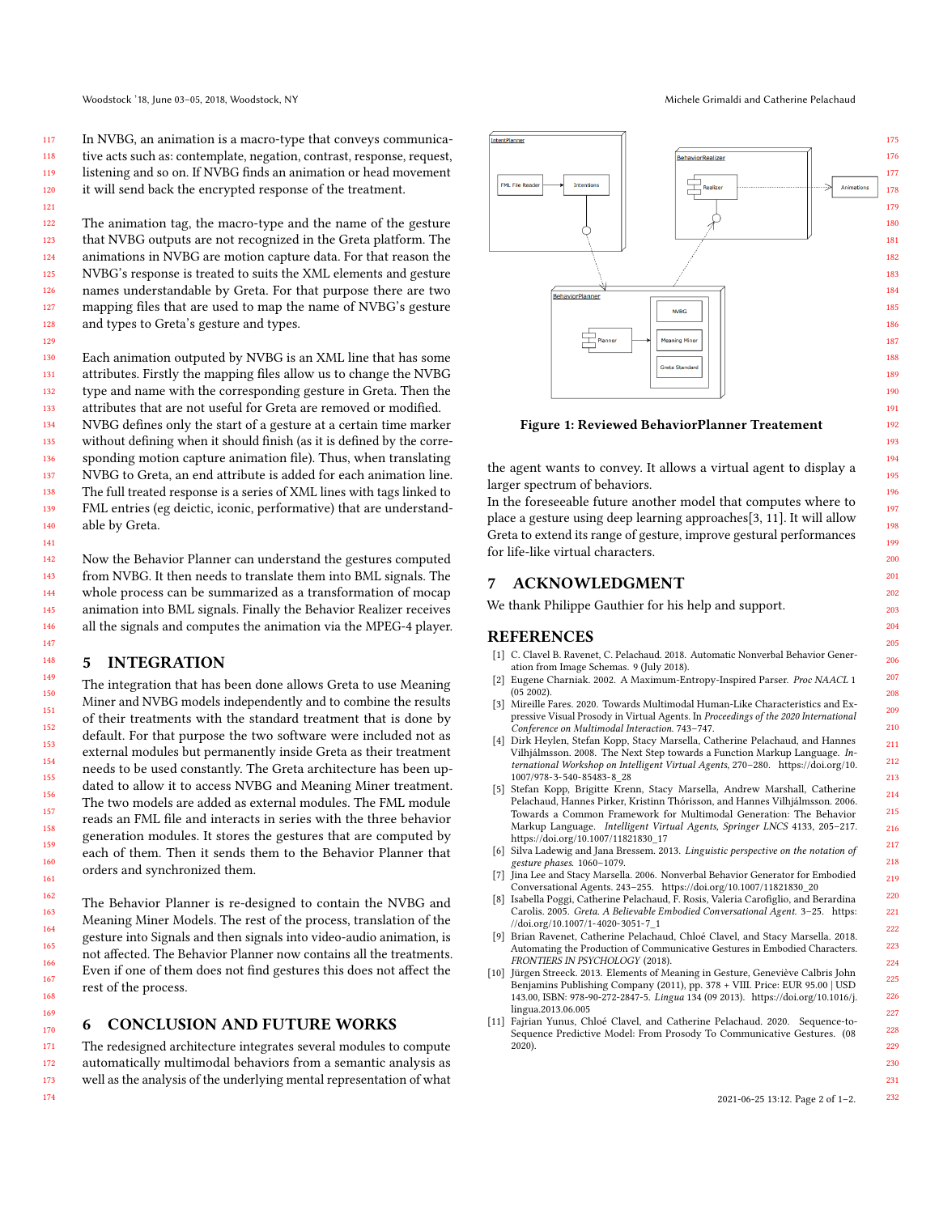In NVBG, an animation is a macro-type that conveys communicative acts such as: contemplate, negation, contrast, response, request, listening and so on. If NVBG finds an animation or head movement it will send back the encrypted response of the treatment.

The animation tag, the macro-type and the name of the gesture that NVBG outputs are not recognized in the Greta platform. The animations in NVBG are motion capture data. For that reason the NVBG's response is treated to suits the XML elements and gesture names understandable by Greta. For that purpose there are two mapping files that are used to map the name of NVBG's gesture and types to Greta's gesture and types.

Each animation outputed by NVBG is an XML line that has some attributes. Firstly the mapping files allow us to change the NVBG type and name with the corresponding gesture in Greta. Then the attributes that are not useful for Greta are removed or modified. NVBG defines only the start of a gesture at a certain time marker without defining when it should finish (as it is defined by the corresponding motion capture animation file). Thus, when translating NVBG to Greta, an end attribute is added for each animation line. The full treated response is a series of XML lines with tags linked to FML entries (eg deictic, iconic, performative) that are understandable by Greta.

Now the Behavior Planner can understand the gestures computed from NVBG. It then needs to translate them into BML signals. The whole process can be summarized as a transformation of mocap animation into BML signals. Finally the Behavior Realizer receives all the signals and computes the animation via the MPEG-4 player.

## 5 INTEGRATION

The integration that has been done allows Greta to use Meaning Miner and NVBG models independently and to combine the results of their treatments with the standard treatment that is done by default. For that purpose the two software were included not as external modules but permanently inside Greta as their treatment needs to be used constantly. The Greta architecture has been updated to allow it to access NVBG and Meaning Miner treatment. The two models are added as external modules. The FML module reads an FML file and interacts in series with the three behavior generation modules. It stores the gestures that are computed by each of them. Then it sends them to the Behavior Planner that orders and synchronized them.

The Behavior Planner is re-designed to contain the NVBG and Meaning Miner Models. The rest of the process, translation of the gesture into Signals and then signals into video-audio animation, is not affected. The Behavior Planner now contains all the treatments. Even if one of them does not find gestures this does not affect the rest of the process.

## 6 CONCLUSION AND FUTURE WORKS

The redesigned architecture integrates several modules to compute automatically multimodal behaviors from a semantic analysis as well as the analysis of the underlying mental representation of what the agent wants to convey. It allows a virtual agent to display a larger spectrum of behaviors.
In the foreseeable future another model that computes where to place a gesture using deep learning approaches[3, 11]. It will allow Greta to extend its range of gesture, improve gestural performances for life-like virtual characters.

IntentPlanner

FML File Reader

Intentions

BehaviorRealizer

Realizer

Animations

BehaviorPlanner

Planner

NVBG

Meaning Miner

Greta Standard

**Figure 1: Reviewed BehaviorPlanner Treatement**

## 7 ACKNOWLEDGMENT

We thank Philippe Gauthier for his help and support.

## REFERENCES

[1] C. Clavel B. Ravenet, C. Pelachaud. 2018. Automatic Nonverbal Behavior Generation from Image Schemas. 9 (July 2018).

[2] Eugene Charniak. 2002. A Maximum-Entropy-Inspired Parser. *Proc NAACL* 1 (05 2002).

[3] Mireille Fares. 2020. Towards Multimodal Human-Like Characteristics and Expressive Visual Prosody in Virtual Agents. In *Proceedings of the 2020 International Conference on Multimodal Interaction*. 743–747.

[4] Dirk Heylen, Stefan Kopp, Stacy Marsella, Catherine Pelachaud, and Hannes Vilhjálmsson. 2008. The Next Step towards a Function Markup Language. *International Workshop on Intelligent Virtual Agents*, 270–280. https://doi.org/10.1007/978-3-540-85483-8_28

[5] Stefan Kopp, Brigitte Krenn, Stacy Marsella, Andrew Marshall, Catherine Pelachaud, Hannes Pirker, Kristinn Thórisson, and Hannes Vilhjálmsson. 2006. Towards a Common Framework for Multimodal Generation: The Behavior Markup Language. *Intelligent Virtual Agents, Springer LNCS* 4133, 205–217. https://doi.org/10.1007/11821830_17

[6] Silva Ladewig and Jana Bressem. 2013. *Linguistic perspective on the notation of gesture phases.* 1060–1079.

[7] Jina Lee and Stacy Marsella. 2006. Nonverbal Behavior Generator for Embodied Conversational Agents. 243–255. https://doi.org/10.1007/11821830_20

[8] Isabella Poggi, Catherine Pelachaud, F. Rosis, Valeria Carofiglio, and Berardina Carolis. 2005. *Greta. A Believable Embodied Conversational Agent.* 3–25. https://doi.org/10.1007/1-4020-3051-7_1

[9] Brian Ravenet, Catherine Pelachaud, Chloé Clavel, and Stacy Marsella. 2018. Automating the Production of Communicative Gestures in Embodied Characters. *FRONTIERS IN PSYCHOLOGY* (2018).

[10] Jürgen Streeck. 2013. Elements of Meaning in Gesture, Geneviève Calbris John Benjamins Publishing Company (2011), pp. 378 + VIII. Price: EUR 95.00 | USD 143.00, ISBN: 978-90-272-2847-5. *Lingua* 134 (09 2013). https://doi.org/10.1016/j.lingua.2013.06.005

[11] Fajrian Yunus, Chloé Clavel, and Catherine Pelachaud. 2020. Sequence-to-Sequence Predictive Model: From Prosody To Communicative Gestures. (08 2020).